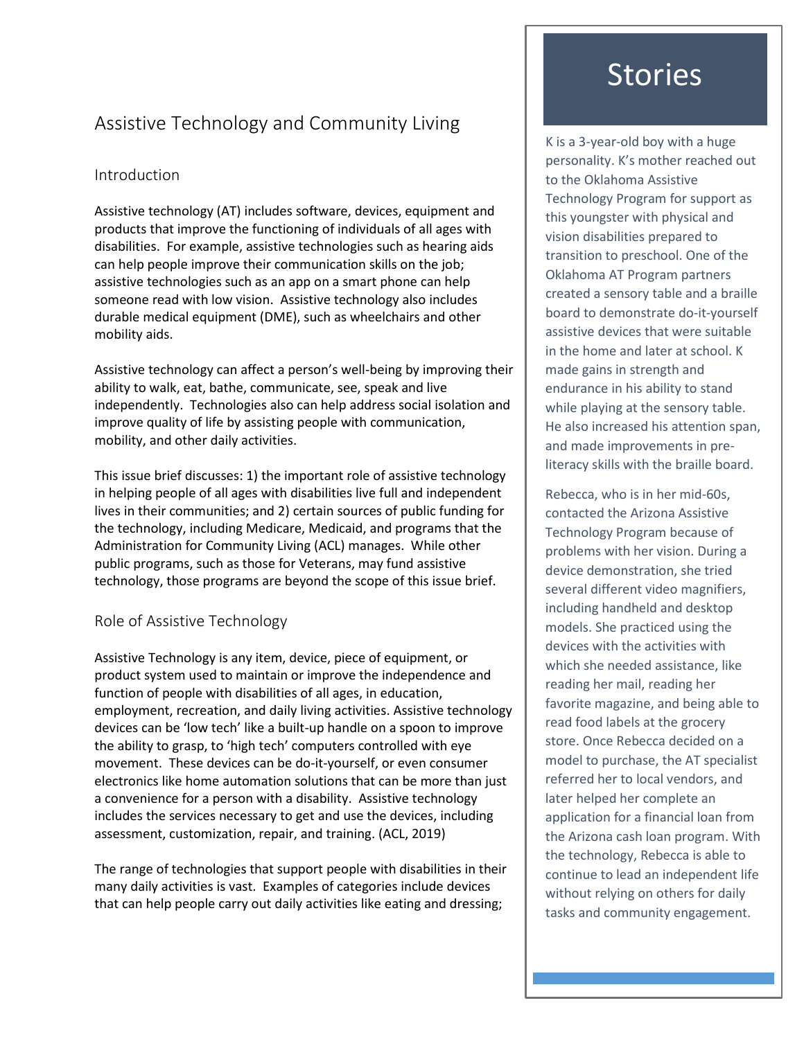# Assistive Technology and Community Living

## Introduction

Assistive technology (AT) includes software, devices, equipment and products that improve the functioning of individuals of all ages with disabilities. For example, assistive technologies such as hearing aids can help people improve their communication skills on the job; assistive technologies such as an app on a smart phone can help someone read with low vision. Assistive technology also includes durable medical equipment (DME), such as wheelchairs and other mobility aids.

Assistive technology can affect a person's well-being by improving their ability to walk, eat, bathe, communicate, see, speak and live independently. Technologies also can help address social isolation and improve quality of life by assisting people with communication, mobility, and other daily activities.

This issue brief discusses: 1) the important role of assistive technology in helping people of all ages with disabilities live full and independent lives in their communities; and 2) certain sources of public funding for the technology, including Medicare, Medicaid, and programs that the Administration for Community Living (ACL) manages. While other public programs, such as those for Veterans, may fund assistive technology, those programs are beyond the scope of this issue brief.

## Role of Assistive Technology

Assistive Technology is any item, device, piece of equipment, or product system used to maintain or improve the independence and function of people with disabilities of all ages, in education, employment, recreation, and daily living activities. Assistive technology devices can be 'low tech' like a built-up handle on a spoon to improve the ability to grasp, to 'high tech' computers controlled with eye movement. These devices can be do-it-yourself, or even consumer electronics like home automation solutions that can be more than just a convenience for a person with a disability. Assistive technology includes the services necessary to get and use the devices, including assessment, customization, repair, and training. (ACL, 2019)

The range of technologies that support people with disabilities in their many daily activities is vast. Examples of categories include devices that can help people carry out daily activities like eating and dressing;

## Stories

K is a 3-year-old boy with a huge personality. K's mother reached out to the Oklahoma Assistive Technology Program for support as this youngster with physical and vision disabilities prepared to transition to preschool. One of the Oklahoma AT Program partners created a sensory table and a braille board to demonstrate do-it-yourself assistive devices that were suitable in the home and later at school. K made gains in strength and endurance in his ability to stand while playing at the sensory table. He also increased his attention span, and made improvements in pre-literacy skills with the braille board.

Rebecca, who is in her mid-60s, contacted the Arizona Assistive Technology Program because of problems with her vision. During a device demonstration, she tried several different video magnifiers, including handheld and desktop models. She practiced using the devices with the activities with which she needed assistance, like reading her mail, reading her favorite magazine, and being able to read food labels at the grocery store. Once Rebecca decided on a model to purchase, the AT specialist referred her to local vendors, and later helped her complete an application for a financial loan from the Arizona cash loan program. With the technology, Rebecca is able to continue to lead an independent life without relying on others for daily tasks and community engagement.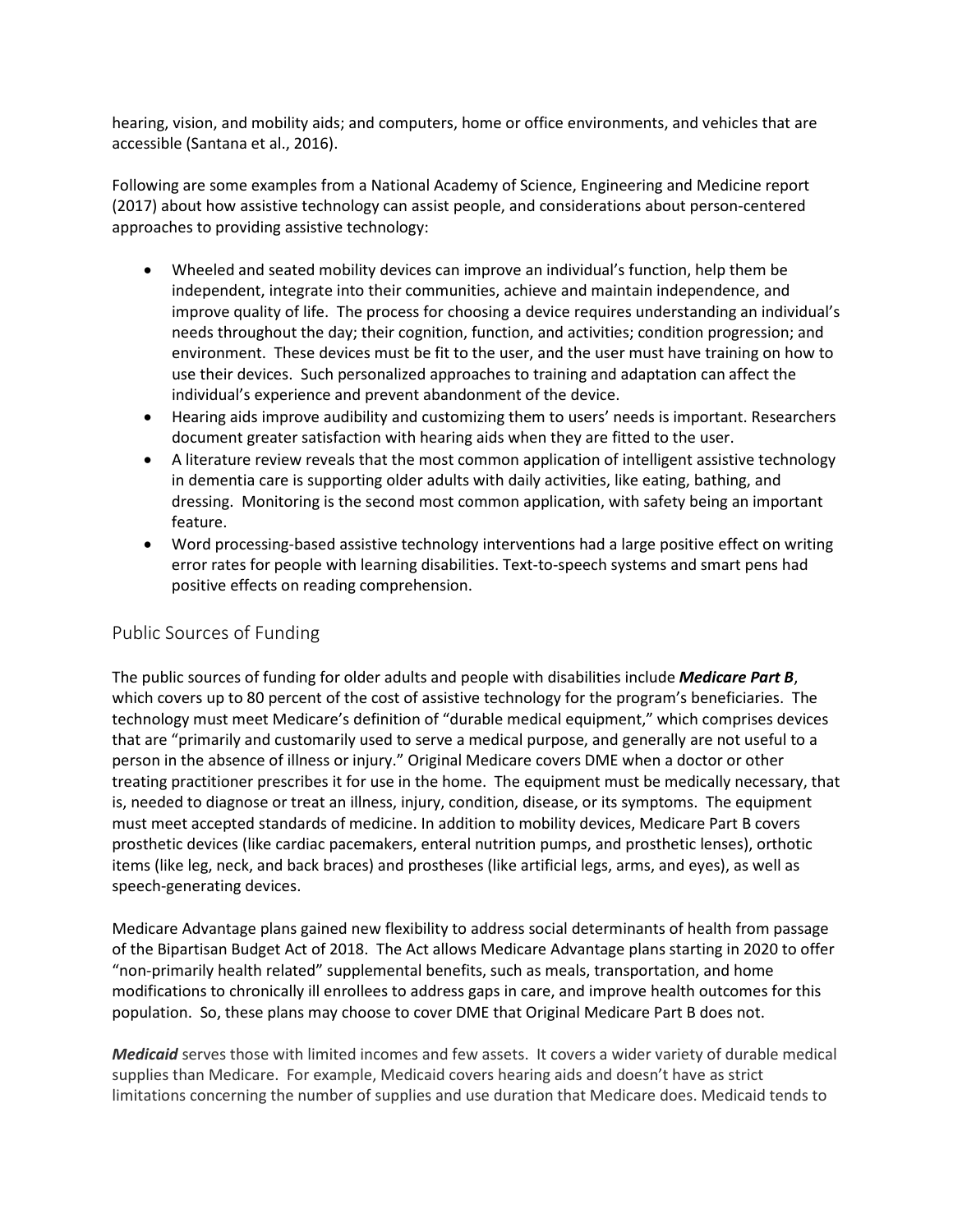hearing, vision, and mobility aids; and computers, home or office environments, and vehicles that are accessible (Santana et al., 2016).

Following are some examples from a National Academy of Science, Engineering and Medicine report (2017) about how assistive technology can assist people, and considerations about person-centered approaches to providing assistive technology:

- Wheeled and seated mobility devices can improve an individual's function, help them be independent, integrate into their communities, achieve and maintain independence, and improve quality of life. The process for choosing a device requires understanding an individual's needs throughout the day; their cognition, function, and activities; condition progression; and environment. These devices must be fit to the user, and the user must have training on how to use their devices. Such personalized approaches to training and adaptation can affect the individual's experience and prevent abandonment of the device.
- Hearing aids improve audibility and customizing them to users' needs is important. Researchers document greater satisfaction with hearing aids when they are fitted to the user.
- A literature review reveals that the most common application of intelligent assistive technology in dementia care is supporting older adults with daily activities, like eating, bathing, and dressing. Monitoring is the second most common application, with safety being an important feature.
- Word processing-based assistive technology interventions had a large positive effect on writing error rates for people with learning disabilities. Text-to-speech systems and smart pens had positive effects on reading comprehension.

## Public Sources of Funding

The public sources of funding for older adults and people with disabilities include ***Medicare Part B***, which covers up to 80 percent of the cost of assistive technology for the program's beneficiaries. The technology must meet Medicare's definition of "durable medical equipment," which comprises devices that are "primarily and customarily used to serve a medical purpose, and generally are not useful to a person in the absence of illness or injury." Original Medicare covers DME when a doctor or other treating practitioner prescribes it for use in the home. The equipment must be medically necessary, that is, needed to diagnose or treat an illness, injury, condition, disease, or its symptoms. The equipment must meet accepted standards of medicine. In addition to mobility devices, Medicare Part B covers prosthetic devices (like cardiac pacemakers, enteral nutrition pumps, and prosthetic lenses), orthotic items (like leg, neck, and back braces) and prostheses (like artificial legs, arms, and eyes), as well as speech-generating devices.

Medicare Advantage plans gained new flexibility to address social determinants of health from passage of the Bipartisan Budget Act of 2018. The Act allows Medicare Advantage plans starting in 2020 to offer "non-primarily health related" supplemental benefits, such as meals, transportation, and home modifications to chronically ill enrollees to address gaps in care, and improve health outcomes for this population. So, these plans may choose to cover DME that Original Medicare Part B does not.

***Medicaid*** serves those with limited incomes and few assets. It covers a wider variety of durable medical supplies than Medicare. For example, Medicaid covers hearing aids and doesn't have as strict limitations concerning the number of supplies and use duration that Medicare does. Medicaid tends to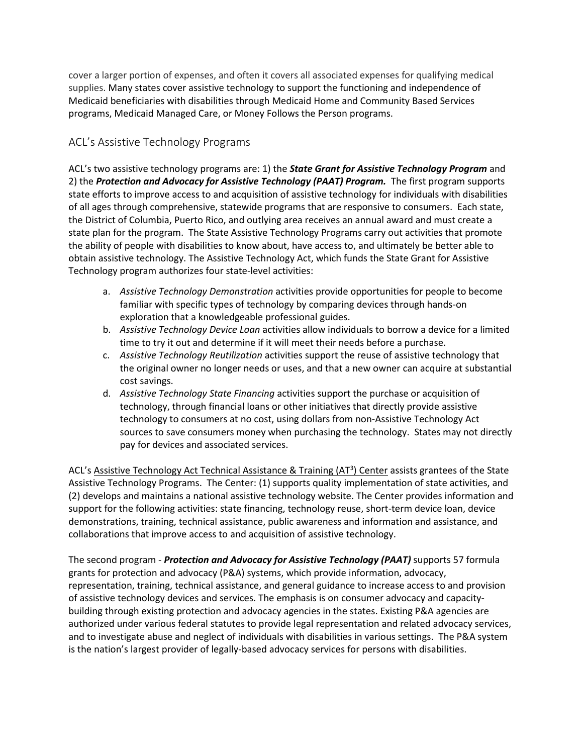cover a larger portion of expenses, and often it covers all associated expenses for qualifying medical supplies. Many states cover assistive technology to support the functioning and independence of Medicaid beneficiaries with disabilities through Medicaid Home and Community Based Services programs, Medicaid Managed Care, or Money Follows the Person programs.

## ACL's Assistive Technology Programs

ACL's two assistive technology programs are: 1) the ***State Grant for Assistive Technology Program*** and 2) the ***Protection and Advocacy for Assistive Technology (PAAT) Program.*** The first program supports state efforts to improve access to and acquisition of assistive technology for individuals with disabilities of all ages through comprehensive, statewide programs that are responsive to consumers. Each state, the District of Columbia, Puerto Rico, and outlying area receives an annual award and must create a state plan for the program. The State Assistive Technology Programs carry out activities that promote the ability of people with disabilities to know about, have access to, and ultimately be better able to obtain assistive technology. The Assistive Technology Act, which funds the State Grant for Assistive Technology program authorizes four state-level activities:

a. *Assistive Technology Demonstration* activities provide opportunities for people to become familiar with specific types of technology by comparing devices through hands-on exploration that a knowledgeable professional guides.
b. *Assistive Technology Device Loan* activities allow individuals to borrow a device for a limited time to try it out and determine if it will meet their needs before a purchase.
c. *Assistive Technology Reutilization* activities support the reuse of assistive technology that the original owner no longer needs or uses, and that a new owner can acquire at substantial cost savings.
d. *Assistive Technology State Financing* activities support the purchase or acquisition of technology, through financial loans or other initiatives that directly provide assistive technology to consumers at no cost, using dollars from non-Assistive Technology Act sources to save consumers money when purchasing the technology. States may not directly pay for devices and associated services.

ACL's Assistive Technology Act Technical Assistance & Training (AT[3]) Center assists grantees of the State Assistive Technology Programs. The Center: (1) supports quality implementation of state activities, and (2) develops and maintains a national assistive technology website. The Center provides information and support for the following activities: state financing, technology reuse, short-term device loan, device demonstrations, training, technical assistance, public awareness and information and assistance, and collaborations that improve access to and acquisition of assistive technology.

The second program - ***Protection and Advocacy for Assistive Technology (PAAT)*** supports 57 formula grants for protection and advocacy (P&A) systems, which provide information, advocacy, representation, training, technical assistance, and general guidance to increase access to and provision of assistive technology devices and services. The emphasis is on consumer advocacy and capacity-building through existing protection and advocacy agencies in the states. Existing P&A agencies are authorized under various federal statutes to provide legal representation and related advocacy services, and to investigate abuse and neglect of individuals with disabilities in various settings. The P&A system is the nation's largest provider of legally-based advocacy services for persons with disabilities.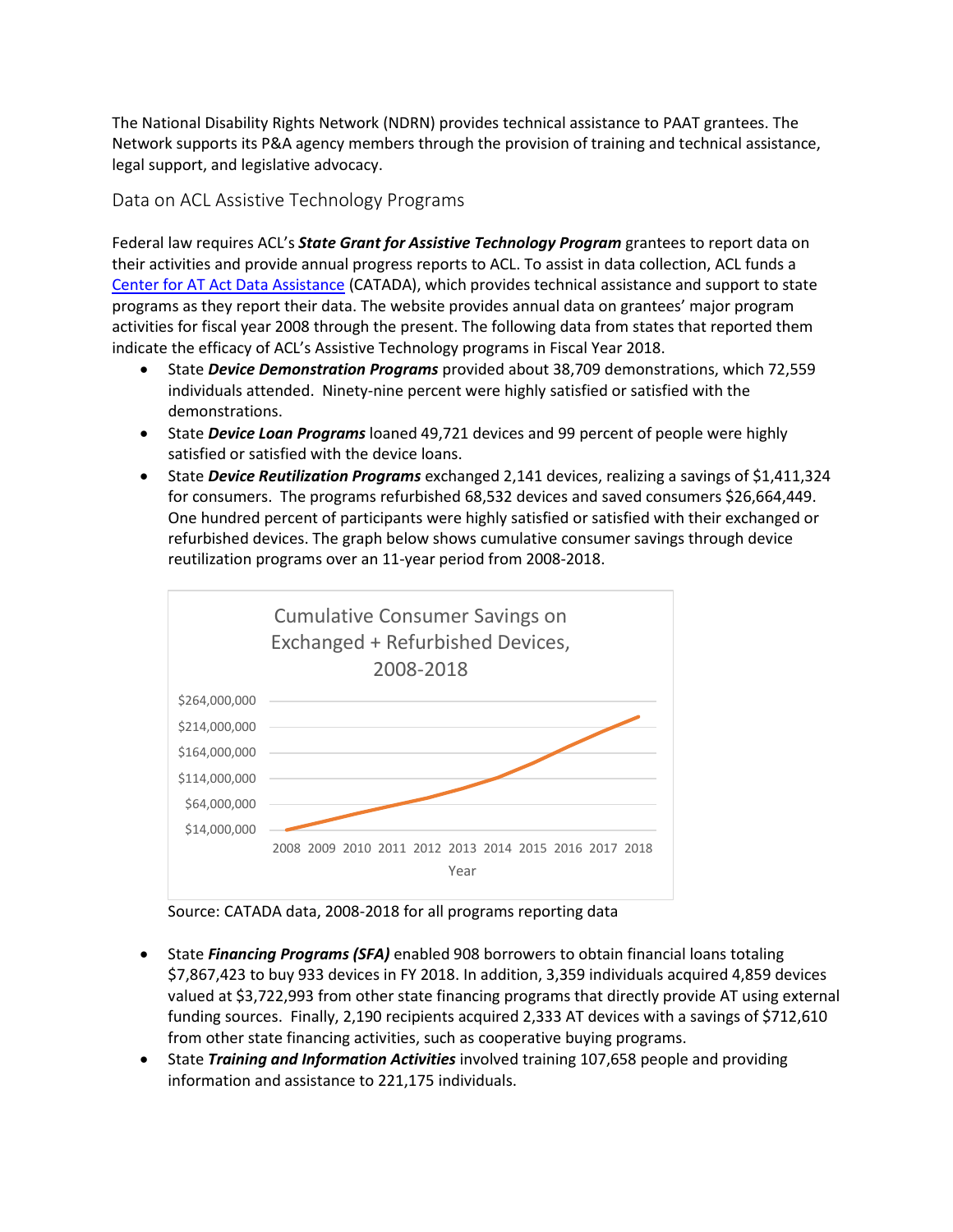The National Disability Rights Network (NDRN) provides technical assistance to PAAT grantees. The Network supports its P&A agency members through the provision of training and technical assistance, legal support, and legislative advocacy.

## Data on ACL Assistive Technology Programs

Federal law requires ACL's ***State Grant for Assistive Technology Program*** grantees to report data on their activities and provide annual progress reports to ACL. To assist in data collection, ACL funds a [Center for AT Act Data Assistance](Center for AT Act Data Assistance) (CATADA), which provides technical assistance and support to state programs as they report their data. The website provides annual data on grantees' major program activities for fiscal year 2008 through the present. The following data from states that reported them indicate the efficacy of ACL's Assistive Technology programs in Fiscal Year 2018.

- State ***Device Demonstration Programs*** provided about 38,709 demonstrations, which 72,559 individuals attended. Ninety-nine percent were highly satisfied or satisfied with the demonstrations.
- State ***Device Loan Programs*** loaned 49,721 devices and 99 percent of people were highly satisfied or satisfied with the device loans.
- State ***Device Reutilization Programs*** exchanged 2,141 devices, realizing a savings of $1,411,324 for consumers. The programs refurbished 68,532 devices and saved consumers $26,664,449. One hundred percent of participants were highly satisfied or satisfied with their exchanged or refurbished devices. The graph below shows cumulative consumer savings through device reutilization programs over an 11-year period from 2008-2018.

Cumulative Consumer Savings on Exchanged + Refurbished Devices, 2008-2018

Source: CATADA data, 2008-2018 for all programs reporting data

- State ***Financing Programs (SFA)*** enabled 908 borrowers to obtain financial loans totaling $7,867,423 to buy 933 devices in FY 2018. In addition, 3,359 individuals acquired 4,859 devices valued at $3,722,993 from other state financing programs that directly provide AT using external funding sources. Finally, 2,190 recipients acquired 2,333 AT devices with a savings of $712,610 from other state financing activities, such as cooperative buying programs.
- State ***Training and Information Activities*** involved training 107,658 people and providing information and assistance to 221,175 individuals.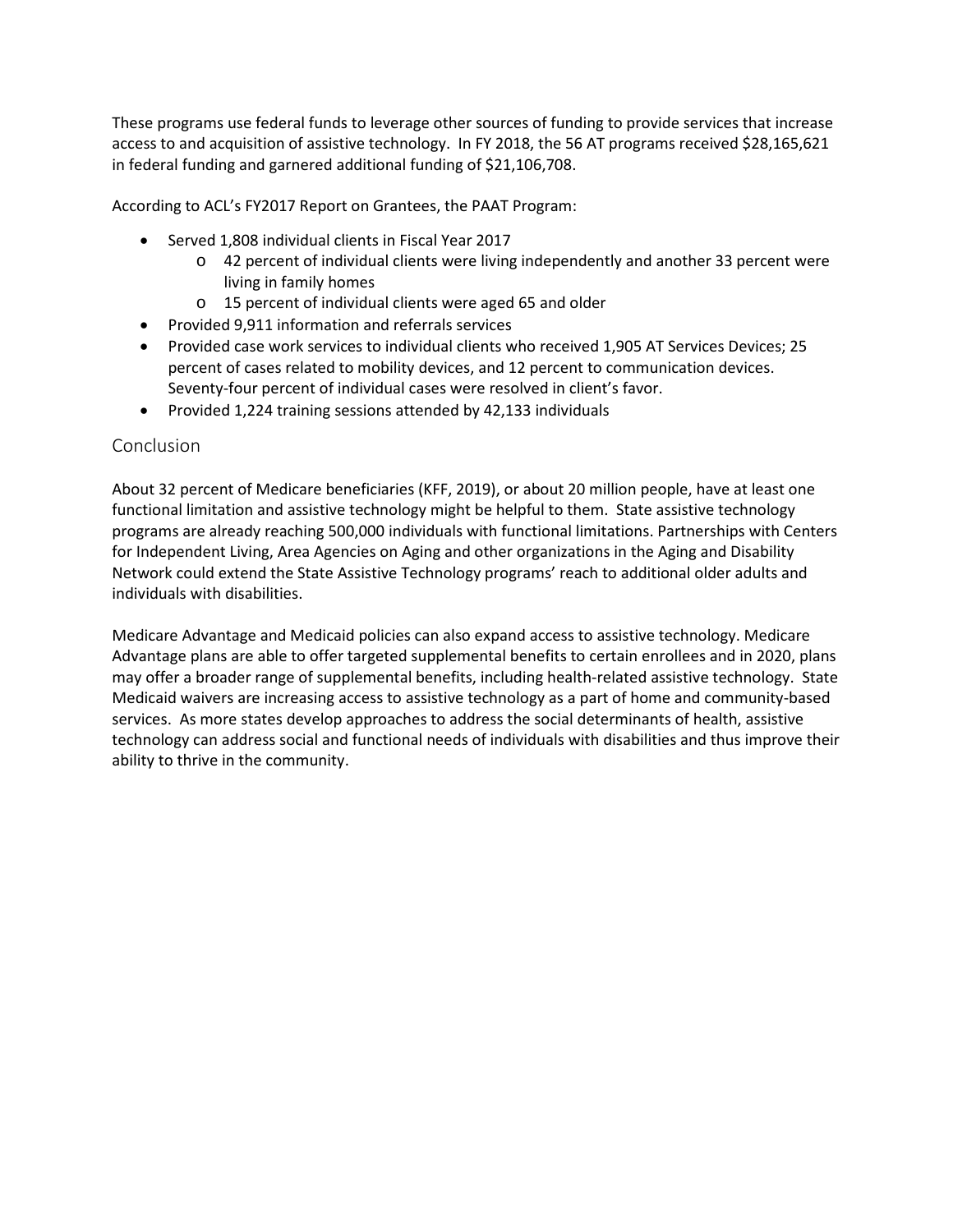These programs use federal funds to leverage other sources of funding to provide services that increase access to and acquisition of assistive technology. In FY 2018, the 56 AT programs received $28,165,621 in federal funding and garnered additional funding of $21,106,708.

According to ACL's FY2017 Report on Grantees, the PAAT Program:

- Served 1,808 individual clients in Fiscal Year 2017
  - 42 percent of individual clients were living independently and another 33 percent were living in family homes
  - 15 percent of individual clients were aged 65 and older
- Provided 9,911 information and referrals services
- Provided case work services to individual clients who received 1,905 AT Services Devices; 25 percent of cases related to mobility devices, and 12 percent to communication devices. Seventy-four percent of individual cases were resolved in client's favor.
- Provided 1,224 training sessions attended by 42,133 individuals

## Conclusion

About 32 percent of Medicare beneficiaries (KFF, 2019), or about 20 million people, have at least one functional limitation and assistive technology might be helpful to them. State assistive technology programs are already reaching 500,000 individuals with functional limitations. Partnerships with Centers for Independent Living, Area Agencies on Aging and other organizations in the Aging and Disability Network could extend the State Assistive Technology programs' reach to additional older adults and individuals with disabilities.

Medicare Advantage and Medicaid policies can also expand access to assistive technology. Medicare Advantage plans are able to offer targeted supplemental benefits to certain enrollees and in 2020, plans may offer a broader range of supplemental benefits, including health-related assistive technology. State Medicaid waivers are increasing access to assistive technology as a part of home and community-based services. As more states develop approaches to address the social determinants of health, assistive technology can address social and functional needs of individuals with disabilities and thus improve their ability to thrive in the community.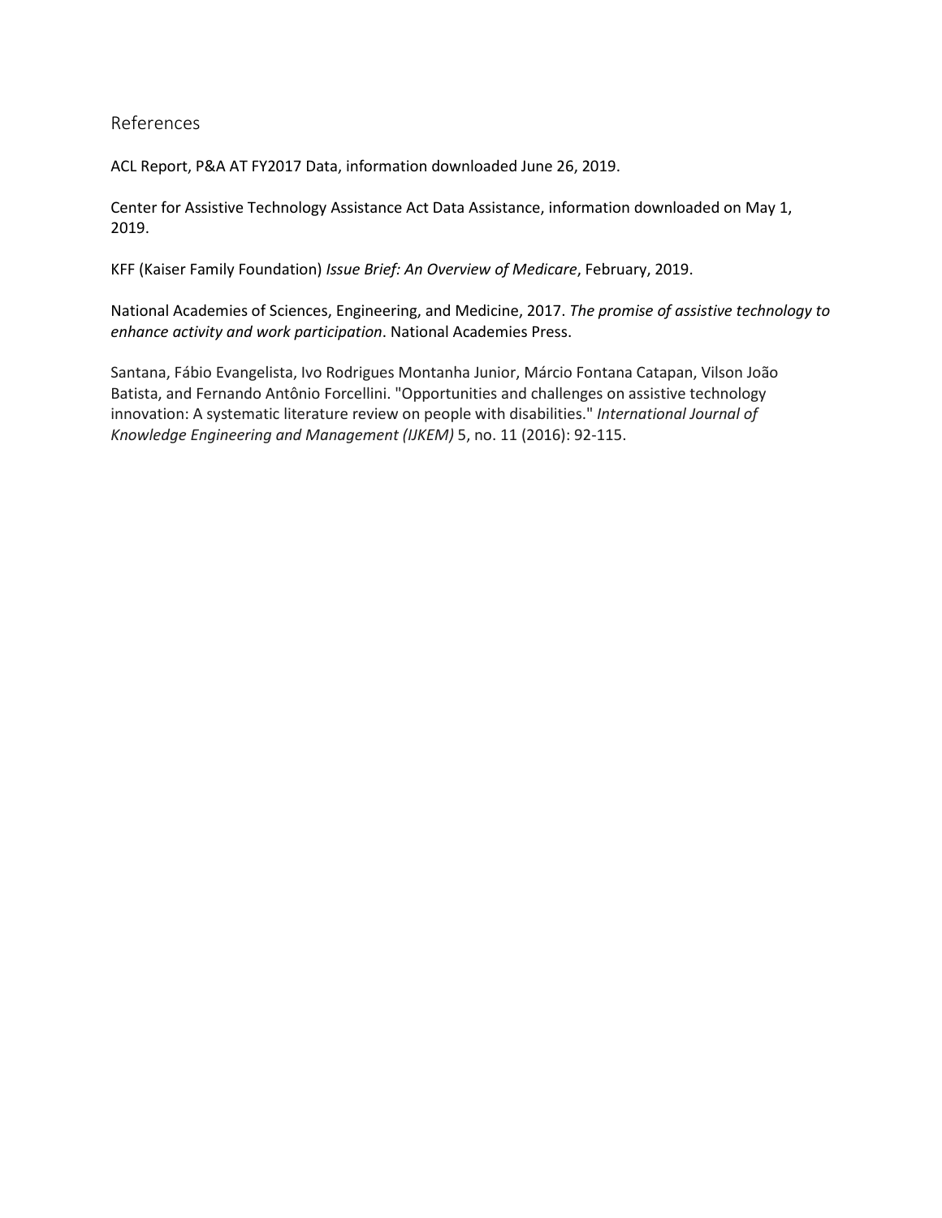## References

ACL Report, P&A AT FY2017 Data, information downloaded June 26, 2019.

Center for Assistive Technology Assistance Act Data Assistance, information downloaded on May 1, 2019.

KFF (Kaiser Family Foundation) *Issue Brief: An Overview of Medicare*, February, 2019.

National Academies of Sciences, Engineering, and Medicine, 2017. *The promise of assistive technology to enhance activity and work participation*. National Academies Press.

Santana, Fábio Evangelista, Ivo Rodrigues Montanha Junior, Márcio Fontana Catapan, Vilson João Batista, and Fernando Antônio Forcellini. "Opportunities and challenges on assistive technology innovation: A systematic literature review on people with disabilities." *International Journal of Knowledge Engineering and Management (IJKEM)* 5, no. 11 (2016): 92-115.